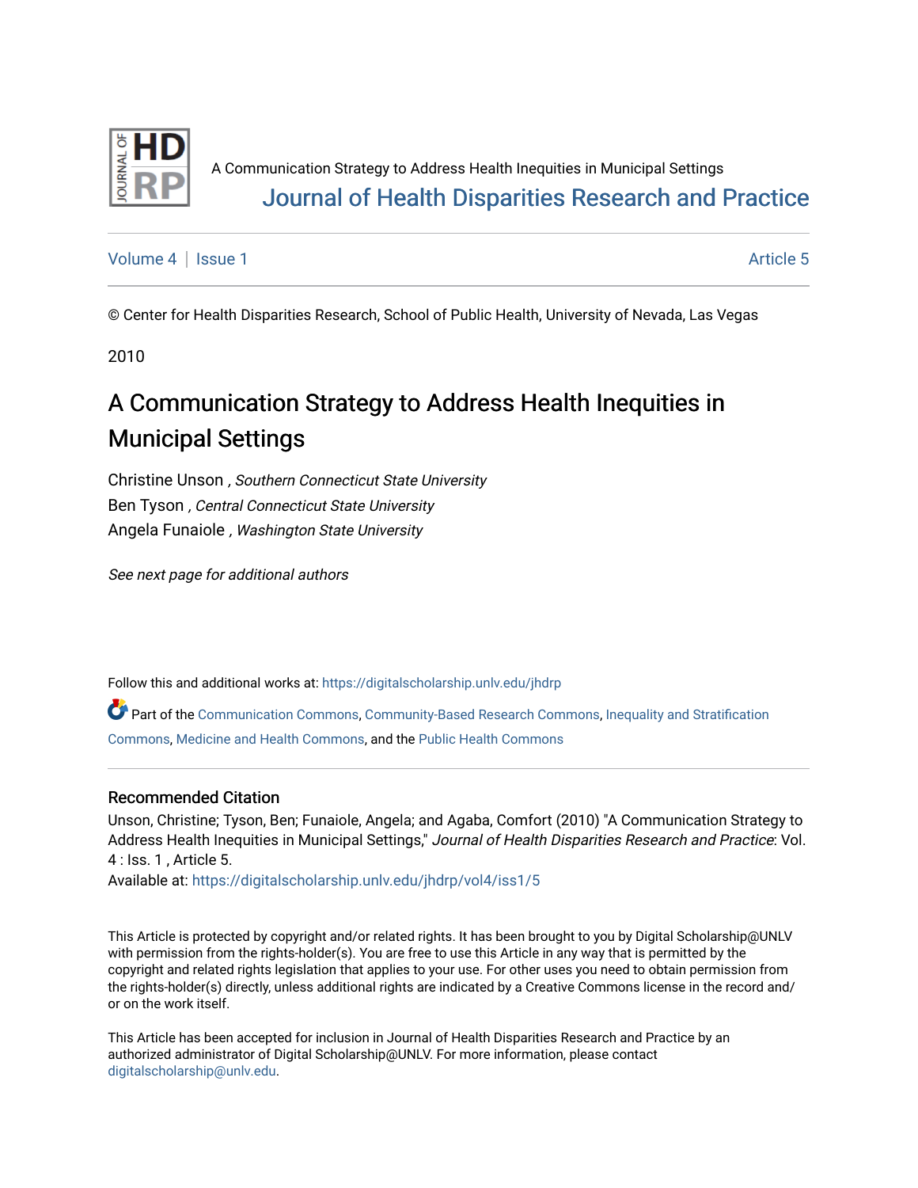A Communication Strategy to Address Health Inequities in Municipal Settings

Journal of Health Disparities Research and Practice

Volume 4 | Issue 1 | Article 5

© Center for Health Disparities Research, School of Public Health, University of Nevada, Las Vegas

2010

# A Communication Strategy to Address Health Inequities in Municipal Settings

Christine Unson , *Southern Connecticut State University*
Ben Tyson , *Central Connecticut State University*
Angela Funaiole , *Washington State University*

*See next page for additional authors*

Follow this and additional works at: https://digitalscholarship.unlv.edu/jhdrp

Part of the Communication Commons, Community-Based Research Commons, Inequality and Stratification Commons, Medicine and Health Commons, and the Public Health Commons

## Recommended Citation

Unson, Christine; Tyson, Ben; Funaiole, Angela; and Agaba, Comfort (2010) "A Communication Strategy to Address Health Inequities in Municipal Settings," *Journal of Health Disparities Research and Practice*: Vol. 4 : Iss. 1 , Article 5.
Available at: https://digitalscholarship.unlv.edu/jhdrp/vol4/iss1/5

This Article is protected by copyright and/or related rights. It has been brought to you by Digital Scholarship@UNLV with permission from the rights-holder(s). You are free to use this Article in any way that is permitted by the copyright and related rights legislation that applies to your use. For other uses you need to obtain permission from the rights-holder(s) directly, unless additional rights are indicated by a Creative Commons license in the record and/or on the work itself.

This Article has been accepted for inclusion in Journal of Health Disparities Research and Practice by an authorized administrator of Digital Scholarship@UNLV. For more information, please contact digitalscholarship@unlv.edu.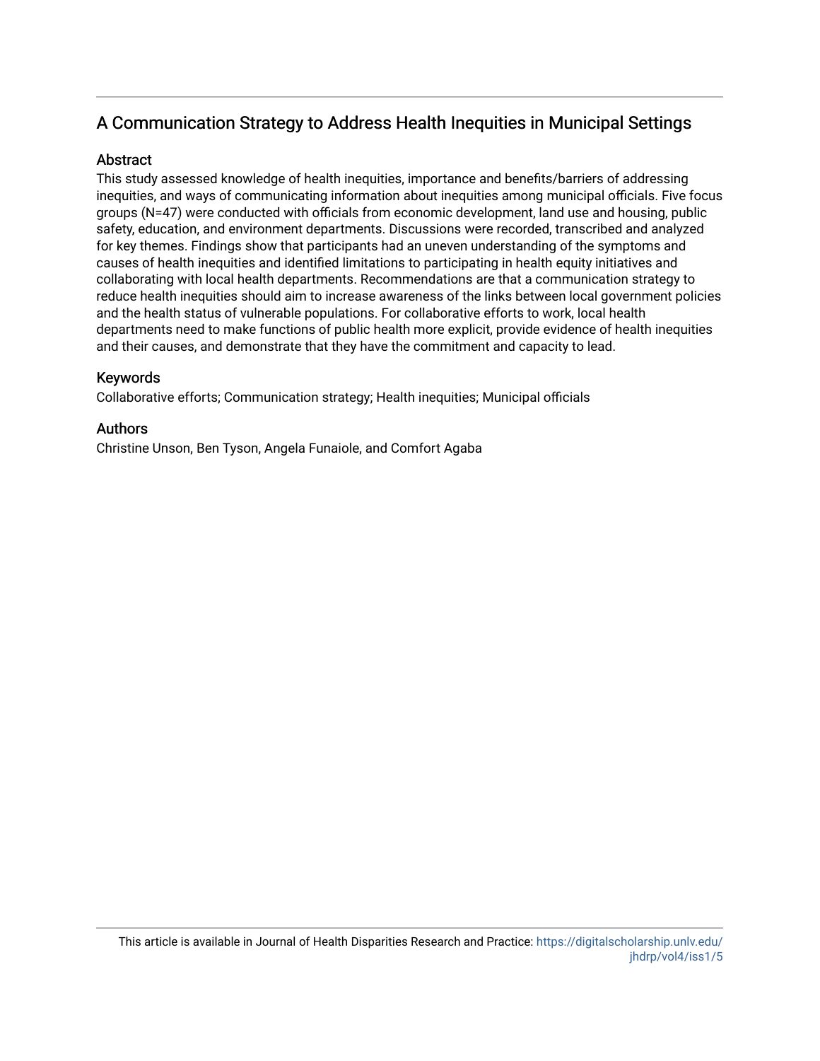# A Communication Strategy to Address Health Inequities in Municipal Settings

## Abstract

This study assessed knowledge of health inequities, importance and benefits/barriers of addressing inequities, and ways of communicating information about inequities among municipal officials. Five focus groups (N=47) were conducted with officials from economic development, land use and housing, public safety, education, and environment departments. Discussions were recorded, transcribed and analyzed for key themes. Findings show that participants had an uneven understanding of the symptoms and causes of health inequities and identified limitations to participating in health equity initiatives and collaborating with local health departments. Recommendations are that a communication strategy to reduce health inequities should aim to increase awareness of the links between local government policies and the health status of vulnerable populations. For collaborative efforts to work, local health departments need to make functions of public health more explicit, provide evidence of health inequities and their causes, and demonstrate that they have the commitment and capacity to lead.

## Keywords

Collaborative efforts; Communication strategy; Health inequities; Municipal officials

## Authors

Christine Unson, Ben Tyson, Angela Funaiole, and Comfort Agaba

This article is available in Journal of Health Disparities Research and Practice: https://digitalscholarship.unlv.edu/jhdrp/vol4/iss1/5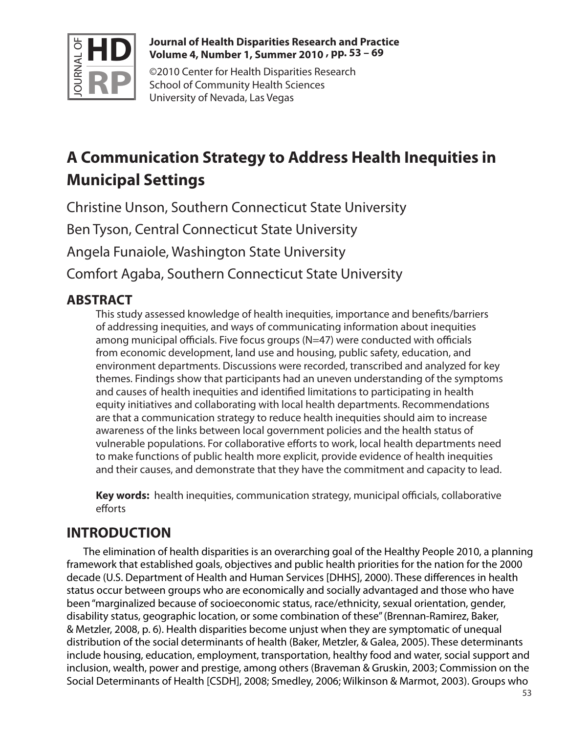# A Communication Strategy to Address Health Inequities in Municipal Settings

Christine Unson, Southern Connecticut State University

Ben Tyson, Central Connecticut State University

Angela Funaiole, Washington State University

Comfort Agaba, Southern Connecticut State University

## ABSTRACT

This study assessed knowledge of health inequities, importance and benefits/barriers of addressing inequities, and ways of communicating information about inequities among municipal officials. Five focus groups (N=47) were conducted with officials from economic development, land use and housing, public safety, education, and environment departments. Discussions were recorded, transcribed and analyzed for key themes. Findings show that participants had an uneven understanding of the symptoms and causes of health inequities and identified limitations to participating in health equity initiatives and collaborating with local health departments. Recommendations are that a communication strategy to reduce health inequities should aim to increase awareness of the links between local government policies and the health status of vulnerable populations. For collaborative efforts to work, local health departments need to make functions of public health more explicit, provide evidence of health inequities and their causes, and demonstrate that they have the commitment and capacity to lead.

**Key words:** health inequities, communication strategy, municipal officials, collaborative efforts

## INTRODUCTION

The elimination of health disparities is an overarching goal of the Healthy People 2010, a planning framework that established goals, objectives and public health priorities for the nation for the 2000 decade (U.S. Department of Health and Human Services [DHHS], 2000). These differences in health status occur between groups who are economically and socially advantaged and those who have been "marginalized because of socioeconomic status, race/ethnicity, sexual orientation, gender, disability status, geographic location, or some combination of these" (Brennan-Ramirez, Baker, & Metzler, 2008, p. 6). Health disparities become unjust when they are symptomatic of unequal distribution of the social determinants of health (Baker, Metzler, & Galea, 2005). These determinants include housing, education, employment, transportation, healthy food and water, social support and inclusion, wealth, power and prestige, among others (Braveman & Gruskin, 2003; Commission on the Social Determinants of Health [CSDH], 2008; Smedley, 2006; Wilkinson & Marmot, 2003). Groups who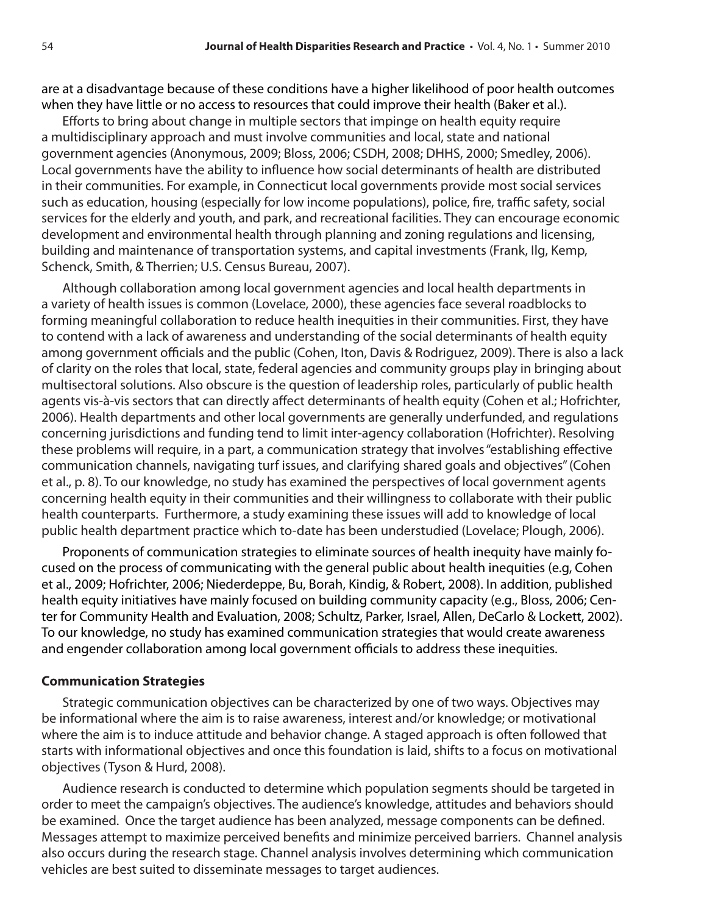are at a disadvantage because of these conditions have a higher likelihood of poor health outcomes when they have little or no access to resources that could improve their health (Baker et al.).

Efforts to bring about change in multiple sectors that impinge on health equity require a multidisciplinary approach and must involve communities and local, state and national government agencies (Anonymous, 2009; Bloss, 2006; CSDH, 2008; DHHS, 2000; Smedley, 2006). Local governments have the ability to influence how social determinants of health are distributed in their communities. For example, in Connecticut local governments provide most social services such as education, housing (especially for low income populations), police, fire, traffic safety, social services for the elderly and youth, and park, and recreational facilities. They can encourage economic development and environmental health through planning and zoning regulations and licensing, building and maintenance of transportation systems, and capital investments (Frank, Ilg, Kemp, Schenck, Smith, & Therrien; U.S. Census Bureau, 2007).

Although collaboration among local government agencies and local health departments in a variety of health issues is common (Lovelace, 2000), these agencies face several roadblocks to forming meaningful collaboration to reduce health inequities in their communities. First, they have to contend with a lack of awareness and understanding of the social determinants of health equity among government officials and the public (Cohen, Iton, Davis & Rodriguez, 2009). There is also a lack of clarity on the roles that local, state, federal agencies and community groups play in bringing about multisectoral solutions. Also obscure is the question of leadership roles, particularly of public health agents vis-à-vis sectors that can directly affect determinants of health equity (Cohen et al.; Hofrichter, 2006). Health departments and other local governments are generally underfunded, and regulations concerning jurisdictions and funding tend to limit inter-agency collaboration (Hofrichter). Resolving these problems will require, in a part, a communication strategy that involves "establishing effective communication channels, navigating turf issues, and clarifying shared goals and objectives" (Cohen et al., p. 8). To our knowledge, no study has examined the perspectives of local government agents concerning health equity in their communities and their willingness to collaborate with their public health counterparts. Furthermore, a study examining these issues will add to knowledge of local public health department practice which to-date has been understudied (Lovelace; Plough, 2006).

Proponents of communication strategies to eliminate sources of health inequity have mainly focused on the process of communicating with the general public about health inequities (e.g, Cohen et al., 2009; Hofrichter, 2006; Niederdeppe, Bu, Borah, Kindig, & Robert, 2008). In addition, published health equity initiatives have mainly focused on building community capacity (e.g., Bloss, 2006; Center for Community Health and Evaluation, 2008; Schultz, Parker, Israel, Allen, DeCarlo & Lockett, 2002). To our knowledge, no study has examined communication strategies that would create awareness and engender collaboration among local government officials to address these inequities.

## Communication Strategies

Strategic communication objectives can be characterized by one of two ways. Objectives may be informational where the aim is to raise awareness, interest and/or knowledge; or motivational where the aim is to induce attitude and behavior change. A staged approach is often followed that starts with informational objectives and once this foundation is laid, shifts to a focus on motivational objectives (Tyson & Hurd, 2008).

Audience research is conducted to determine which population segments should be targeted in order to meet the campaign's objectives. The audience's knowledge, attitudes and behaviors should be examined. Once the target audience has been analyzed, message components can be defined. Messages attempt to maximize perceived benefits and minimize perceived barriers. Channel analysis also occurs during the research stage. Channel analysis involves determining which communication vehicles are best suited to disseminate messages to target audiences.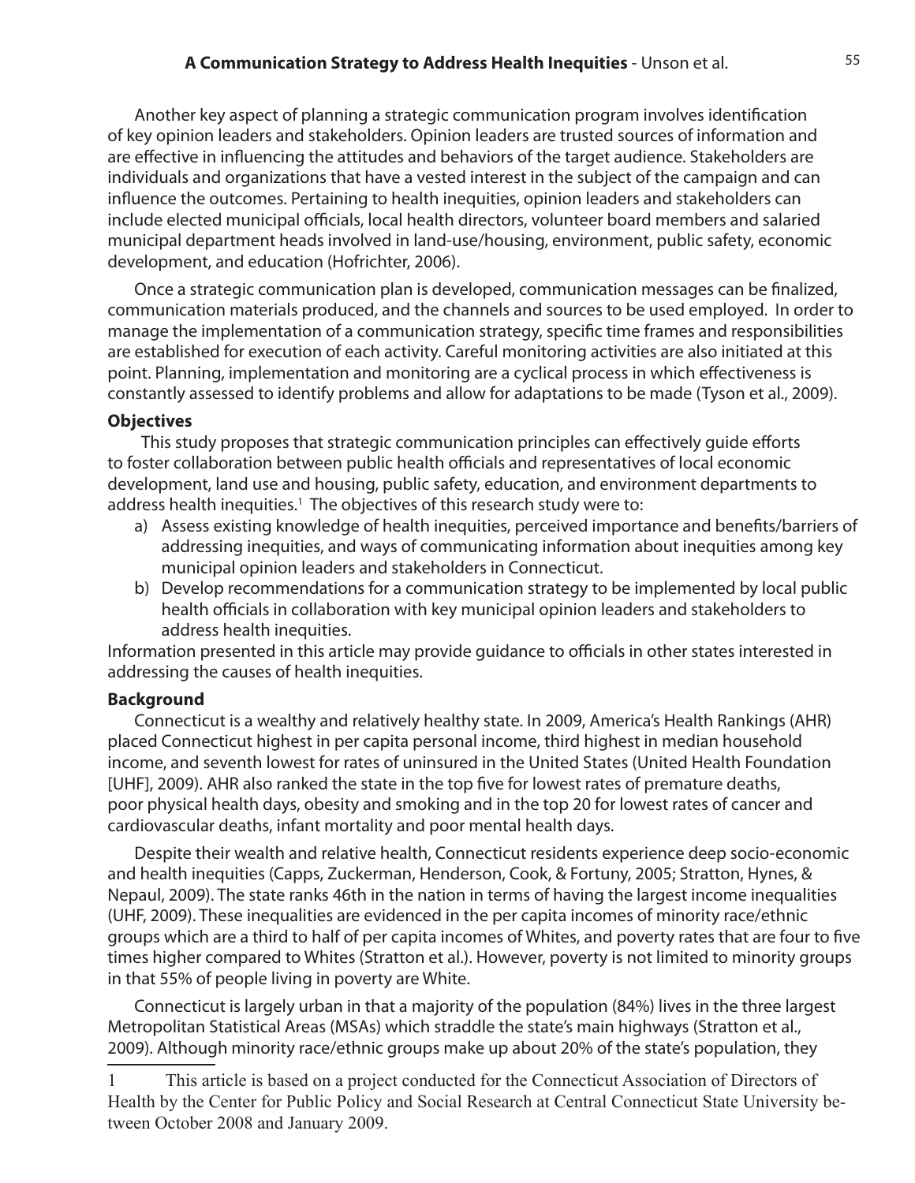Another key aspect of planning a strategic communication program involves identification of key opinion leaders and stakeholders. Opinion leaders are trusted sources of information and are effective in influencing the attitudes and behaviors of the target audience. Stakeholders are individuals and organizations that have a vested interest in the subject of the campaign and can influence the outcomes. Pertaining to health inequities, opinion leaders and stakeholders can include elected municipal officials, local health directors, volunteer board members and salaried municipal department heads involved in land-use/housing, environment, public safety, economic development, and education (Hofrichter, 2006).

Once a strategic communication plan is developed, communication messages can be finalized, communication materials produced, and the channels and sources to be used employed. In order to manage the implementation of a communication strategy, specific time frames and responsibilities are established for execution of each activity. Careful monitoring activities are also initiated at this point. Planning, implementation and monitoring are a cyclical process in which effectiveness is constantly assessed to identify problems and allow for adaptations to be made (Tyson et al., 2009).

**Objectives**

This study proposes that strategic communication principles can effectively guide efforts to foster collaboration between public health officials and representatives of local economic development, land use and housing, public safety, education, and environment departments to address health inequities.[1] The objectives of this research study were to:

a) Assess existing knowledge of health inequities, perceived importance and benefits/barriers of addressing inequities, and ways of communicating information about inequities among key municipal opinion leaders and stakeholders in Connecticut.
b) Develop recommendations for a communication strategy to be implemented by local public health officials in collaboration with key municipal opinion leaders and stakeholders to address health inequities.

Information presented in this article may provide guidance to officials in other states interested in addressing the causes of health inequities.

**Background**

Connecticut is a wealthy and relatively healthy state. In 2009, America's Health Rankings (AHR) placed Connecticut highest in per capita personal income, third highest in median household income, and seventh lowest for rates of uninsured in the United States (United Health Foundation [UHF], 2009). AHR also ranked the state in the top five for lowest rates of premature deaths, poor physical health days, obesity and smoking and in the top 20 for lowest rates of cancer and cardiovascular deaths, infant mortality and poor mental health days.

Despite their wealth and relative health, Connecticut residents experience deep socio-economic and health inequities (Capps, Zuckerman, Henderson, Cook, & Fortuny, 2005; Stratton, Hynes, & Nepaul, 2009). The state ranks 46th in the nation in terms of having the largest income inequalities (UHF, 2009). These inequalities are evidenced in the per capita incomes of minority race/ethnic groups which are a third to half of per capita incomes of Whites, and poverty rates that are four to five times higher compared to Whites (Stratton et al.). However, poverty is not limited to minority groups in that 55% of people living in poverty are White.

Connecticut is largely urban in that a majority of the population (84%) lives in the three largest Metropolitan Statistical Areas (MSAs) which straddle the state's main highways (Stratton et al., 2009). Although minority race/ethnic groups make up about 20% of the state's population, they

---

1 This article is based on a project conducted for the Connecticut Association of Directors of Health by the Center for Public Policy and Social Research at Central Connecticut State University between October 2008 and January 2009.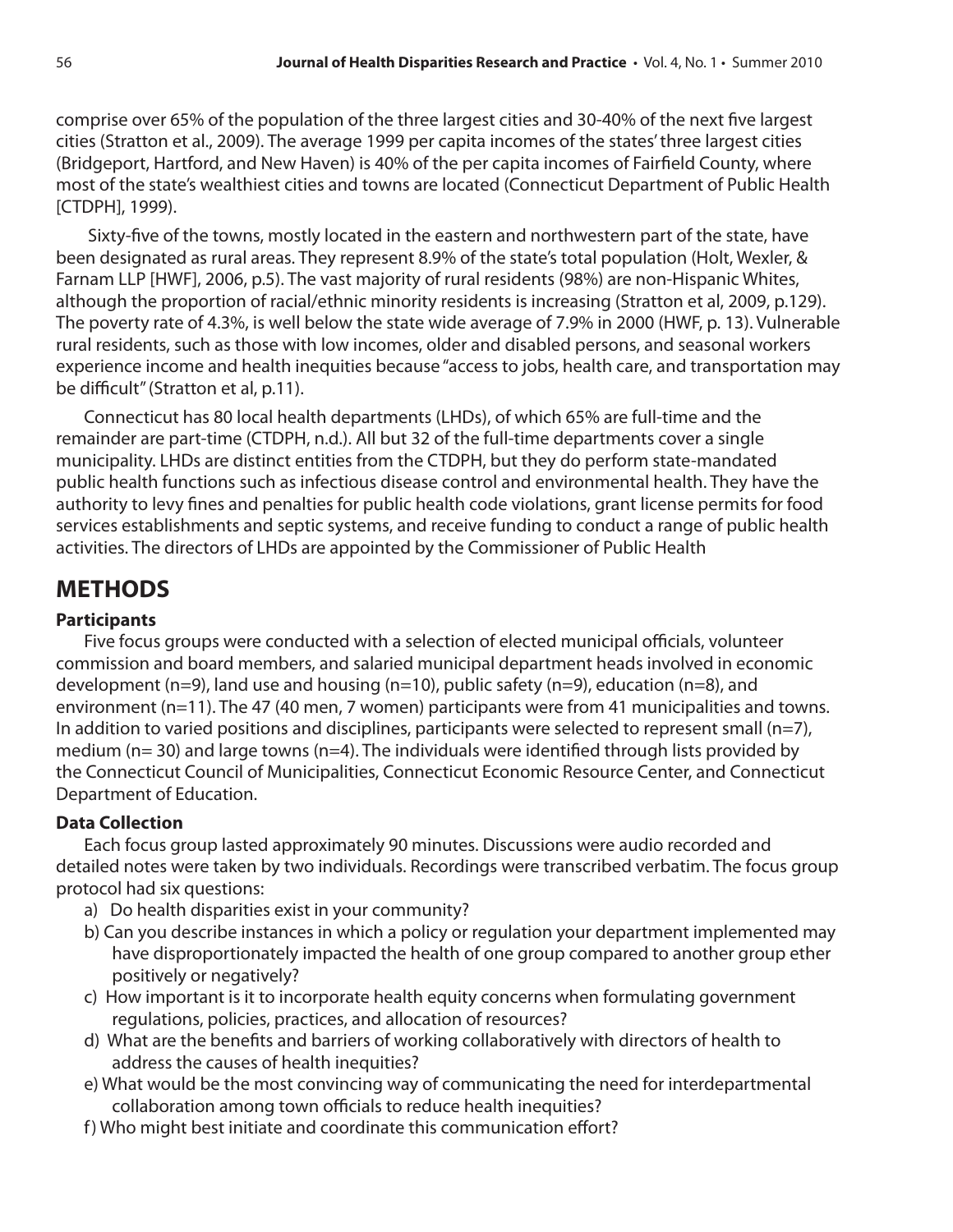comprise over 65% of the population of the three largest cities and 30-40% of the next five largest cities (Stratton et al., 2009). The average 1999 per capita incomes of the states' three largest cities (Bridgeport, Hartford, and New Haven) is 40% of the per capita incomes of Fairfield County, where most of the state's wealthiest cities and towns are located (Connecticut Department of Public Health [CTDPH], 1999).

Sixty-five of the towns, mostly located in the eastern and northwestern part of the state, have been designated as rural areas. They represent 8.9% of the state's total population (Holt, Wexler, & Farnam LLP [HWF], 2006, p.5). The vast majority of rural residents (98%) are non-Hispanic Whites, although the proportion of racial/ethnic minority residents is increasing (Stratton et al, 2009, p.129). The poverty rate of 4.3%, is well below the state wide average of 7.9% in 2000 (HWF, p. 13). Vulnerable rural residents, such as those with low incomes, older and disabled persons, and seasonal workers experience income and health inequities because "access to jobs, health care, and transportation may be difficult" (Stratton et al, p.11).

Connecticut has 80 local health departments (LHDs), of which 65% are full-time and the remainder are part-time (CTDPH, n.d.). All but 32 of the full-time departments cover a single municipality. LHDs are distinct entities from the CTDPH, but they do perform state-mandated public health functions such as infectious disease control and environmental health. They have the authority to levy fines and penalties for public health code violations, grant license permits for food services establishments and septic systems, and receive funding to conduct a range of public health activities. The directors of LHDs are appointed by the Commissioner of Public Health

## METHODS

### Participants

Five focus groups were conducted with a selection of elected municipal officials, volunteer commission and board members, and salaried municipal department heads involved in economic development (n=9), land use and housing (n=10), public safety (n=9), education (n=8), and environment (n=11). The 47 (40 men, 7 women) participants were from 41 municipalities and towns. In addition to varied positions and disciplines, participants were selected to represent small (n=7), medium (n= 30) and large towns (n=4). The individuals were identified through lists provided by the Connecticut Council of Municipalities, Connecticut Economic Resource Center, and Connecticut Department of Education.

### Data Collection

Each focus group lasted approximately 90 minutes. Discussions were audio recorded and detailed notes were taken by two individuals. Recordings were transcribed verbatim. The focus group protocol had six questions:

a) Do health disparities exist in your community?
b) Can you describe instances in which a policy or regulation your department implemented may have disproportionately impacted the health of one group compared to another group ether positively or negatively?
c) How important is it to incorporate health equity concerns when formulating government regulations, policies, practices, and allocation of resources?
d) What are the benefits and barriers of working collaboratively with directors of health to address the causes of health inequities?
e) What would be the most convincing way of communicating the need for interdepartmental collaboration among town officials to reduce health inequities?
f) Who might best initiate and coordinate this communication effort?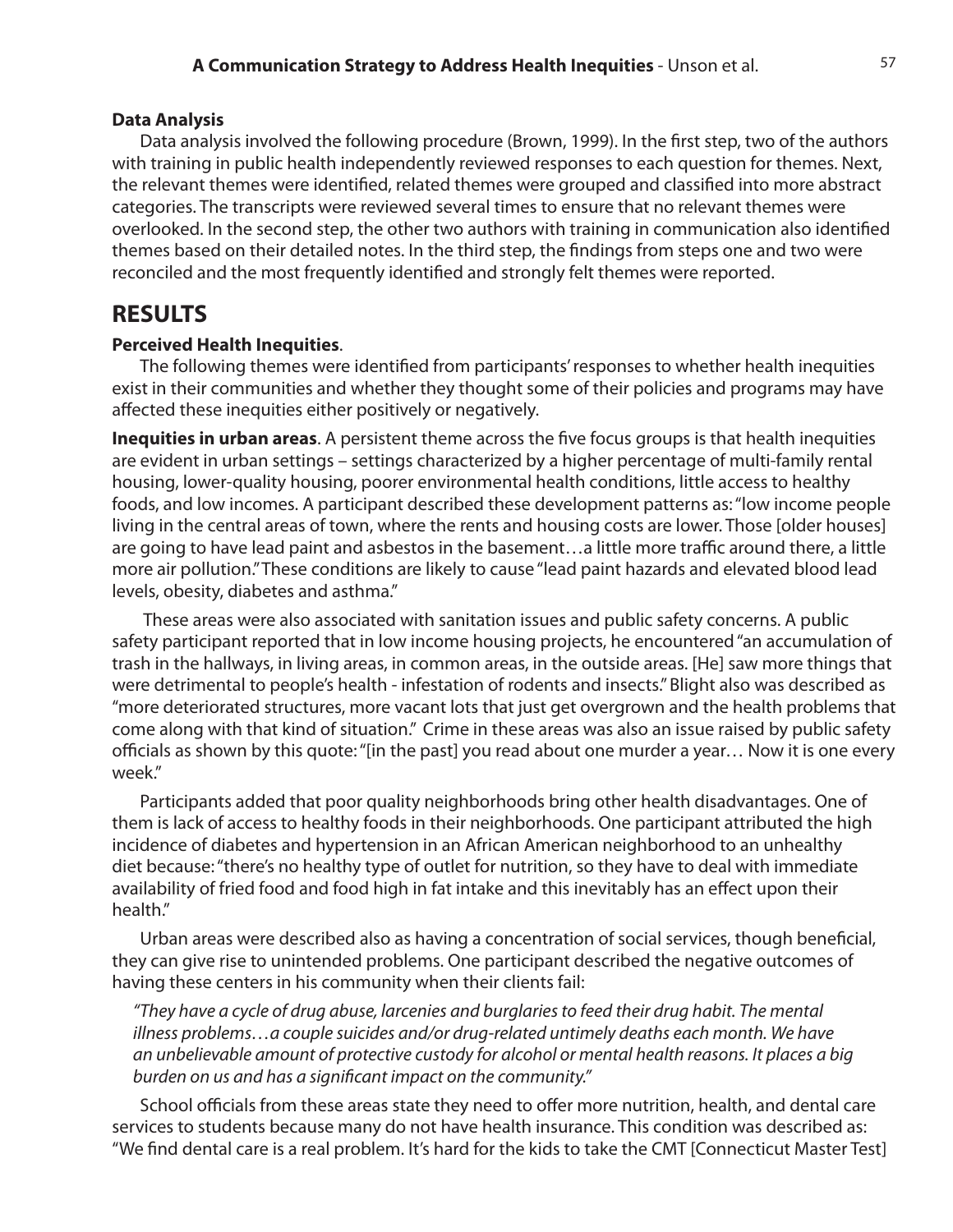**Data Analysis**

Data analysis involved the following procedure (Brown, 1999). In the first step, two of the authors with training in public health independently reviewed responses to each question for themes. Next, the relevant themes were identified, related themes were grouped and classified into more abstract categories. The transcripts were reviewed several times to ensure that no relevant themes were overlooked. In the second step, the other two authors with training in communication also identified themes based on their detailed notes. In the third step, the findings from steps one and two were reconciled and the most frequently identified and strongly felt themes were reported.

## RESULTS

**Perceived Health Inequities**.

The following themes were identified from participants' responses to whether health inequities exist in their communities and whether they thought some of their policies and programs may have affected these inequities either positively or negatively.

**Inequities in urban areas**. A persistent theme across the five focus groups is that health inequities are evident in urban settings – settings characterized by a higher percentage of multi-family rental housing, lower-quality housing, poorer environmental health conditions, little access to healthy foods, and low incomes. A participant described these development patterns as: "low income people living in the central areas of town, where the rents and housing costs are lower. Those [older houses] are going to have lead paint and asbestos in the basement…a little more traffic around there, a little more air pollution." These conditions are likely to cause "lead paint hazards and elevated blood lead levels, obesity, diabetes and asthma."

These areas were also associated with sanitation issues and public safety concerns. A public safety participant reported that in low income housing projects, he encountered "an accumulation of trash in the hallways, in living areas, in common areas, in the outside areas. [He] saw more things that were detrimental to people's health - infestation of rodents and insects." Blight also was described as "more deteriorated structures, more vacant lots that just get overgrown and the health problems that come along with that kind of situation." Crime in these areas was also an issue raised by public safety officials as shown by this quote: "[in the past] you read about one murder a year… Now it is one every week."

Participants added that poor quality neighborhoods bring other health disadvantages. One of them is lack of access to healthy foods in their neighborhoods. One participant attributed the high incidence of diabetes and hypertension in an African American neighborhood to an unhealthy diet because: "there's no healthy type of outlet for nutrition, so they have to deal with immediate availability of fried food and food high in fat intake and this inevitably has an effect upon their health."

Urban areas were described also as having a concentration of social services, though beneficial, they can give rise to unintended problems. One participant described the negative outcomes of having these centers in his community when their clients fail:

*"They have a cycle of drug abuse, larcenies and burglaries to feed their drug habit. The mental illness problems…a couple suicides and/or drug-related untimely deaths each month. We have an unbelievable amount of protective custody for alcohol or mental health reasons. It places a big burden on us and has a significant impact on the community."*

School officials from these areas state they need to offer more nutrition, health, and dental care services to students because many do not have health insurance. This condition was described as: "We find dental care is a real problem. It's hard for the kids to take the CMT [Connecticut Master Test]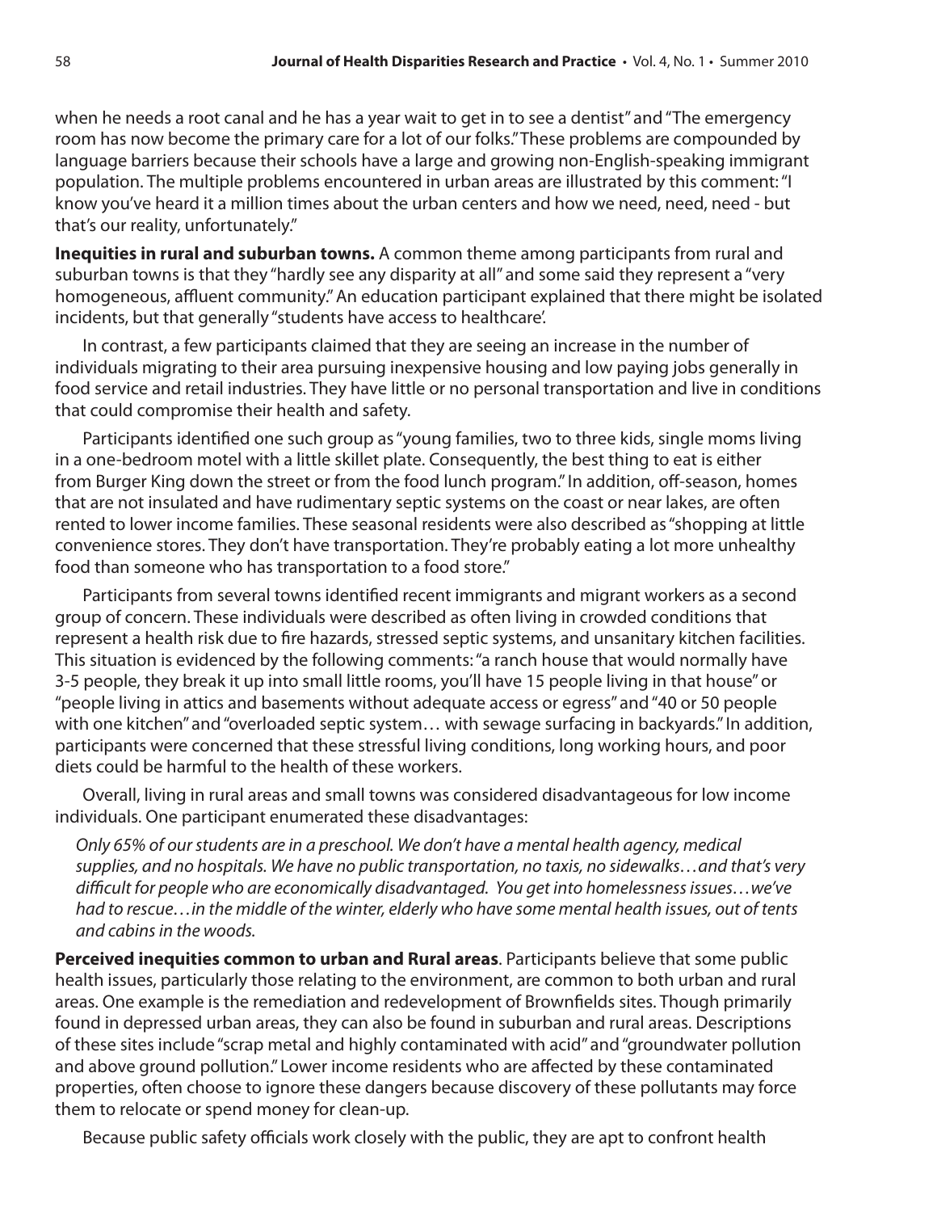when he needs a root canal and he has a year wait to get in to see a dentist" and "The emergency room has now become the primary care for a lot of our folks." These problems are compounded by language barriers because their schools have a large and growing non-English-speaking immigrant population. The multiple problems encountered in urban areas are illustrated by this comment: "I know you've heard it a million times about the urban centers and how we need, need, need - but that's our reality, unfortunately."

**Inequities in rural and suburban towns.** A common theme among participants from rural and suburban towns is that they "hardly see any disparity at all" and some said they represent a "very homogeneous, affluent community." An education participant explained that there might be isolated incidents, but that generally "students have access to healthcare'.

In contrast, a few participants claimed that they are seeing an increase in the number of individuals migrating to their area pursuing inexpensive housing and low paying jobs generally in food service and retail industries. They have little or no personal transportation and live in conditions that could compromise their health and safety.

Participants identified one such group as "young families, two to three kids, single moms living in a one-bedroom motel with a little skillet plate. Consequently, the best thing to eat is either from Burger King down the street or from the food lunch program." In addition, off-season, homes that are not insulated and have rudimentary septic systems on the coast or near lakes, are often rented to lower income families. These seasonal residents were also described as "shopping at little convenience stores. They don't have transportation. They're probably eating a lot more unhealthy food than someone who has transportation to a food store."

Participants from several towns identified recent immigrants and migrant workers as a second group of concern. These individuals were described as often living in crowded conditions that represent a health risk due to fire hazards, stressed septic systems, and unsanitary kitchen facilities. This situation is evidenced by the following comments: "a ranch house that would normally have 3-5 people, they break it up into small little rooms, you'll have 15 people living in that house" or "people living in attics and basements without adequate access or egress" and "40 or 50 people with one kitchen" and "overloaded septic system… with sewage surfacing in backyards." In addition, participants were concerned that these stressful living conditions, long working hours, and poor diets could be harmful to the health of these workers.

Overall, living in rural areas and small towns was considered disadvantageous for low income individuals. One participant enumerated these disadvantages:

> *Only 65% of our students are in a preschool. We don't have a mental health agency, medical supplies, and no hospitals. We have no public transportation, no taxis, no sidewalks…and that's very difficult for people who are economically disadvantaged. You get into homelessness issues…we've had to rescue…in the middle of the winter, elderly who have some mental health issues, out of tents and cabins in the woods.*

**Perceived inequities common to urban and Rural areas**. Participants believe that some public health issues, particularly those relating to the environment, are common to both urban and rural areas. One example is the remediation and redevelopment of Brownfields sites. Though primarily found in depressed urban areas, they can also be found in suburban and rural areas. Descriptions of these sites include "scrap metal and highly contaminated with acid" and "groundwater pollution and above ground pollution." Lower income residents who are affected by these contaminated properties, often choose to ignore these dangers because discovery of these pollutants may force them to relocate or spend money for clean-up.

Because public safety officials work closely with the public, they are apt to confront health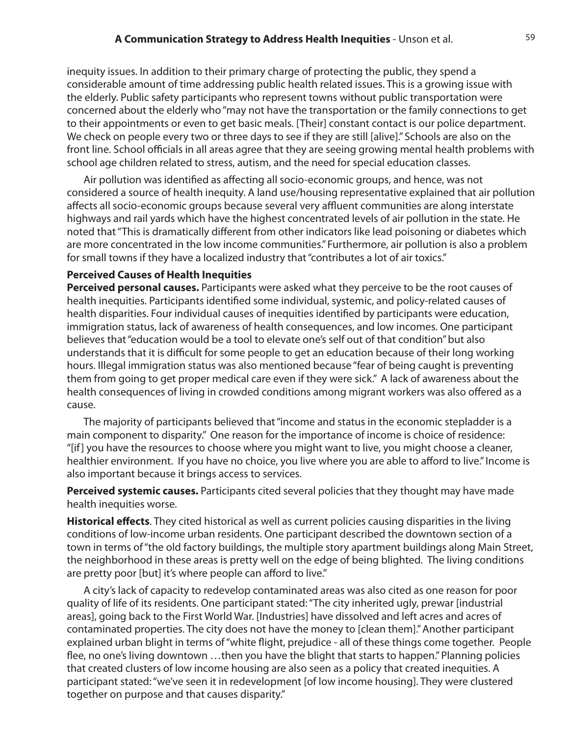inequity issues. In addition to their primary charge of protecting the public, they spend a considerable amount of time addressing public health related issues. This is a growing issue with the elderly. Public safety participants who represent towns without public transportation were concerned about the elderly who "may not have the transportation or the family connections to get to their appointments or even to get basic meals. [Their] constant contact is our police department. We check on people every two or three days to see if they are still [alive]." Schools are also on the front line. School officials in all areas agree that they are seeing growing mental health problems with school age children related to stress, autism, and the need for special education classes.

Air pollution was identified as affecting all socio-economic groups, and hence, was not considered a source of health inequity. A land use/housing representative explained that air pollution affects all socio-economic groups because several very affluent communities are along interstate highways and rail yards which have the highest concentrated levels of air pollution in the state. He noted that "This is dramatically different from other indicators like lead poisoning or diabetes which are more concentrated in the low income communities." Furthermore, air pollution is also a problem for small towns if they have a localized industry that "contributes a lot of air toxics."

### Perceived Causes of Health Inequities

**Perceived personal causes.** Participants were asked what they perceive to be the root causes of health inequities. Participants identified some individual, systemic, and policy-related causes of health disparities. Four individual causes of inequities identified by participants were education, immigration status, lack of awareness of health consequences, and low incomes. One participant believes that "education would be a tool to elevate one's self out of that condition" but also understands that it is difficult for some people to get an education because of their long working hours. Illegal immigration status was also mentioned because "fear of being caught is preventing them from going to get proper medical care even if they were sick." A lack of awareness about the health consequences of living in crowded conditions among migrant workers was also offered as a cause.

The majority of participants believed that "income and status in the economic stepladder is a main component to disparity." One reason for the importance of income is choice of residence: "[if] you have the resources to choose where you might want to live, you might choose a cleaner, healthier environment. If you have no choice, you live where you are able to afford to live." Income is also important because it brings access to services.

**Perceived systemic causes.** Participants cited several policies that they thought may have made health inequities worse.

**Historical effects**. They cited historical as well as current policies causing disparities in the living conditions of low-income urban residents. One participant described the downtown section of a town in terms of "the old factory buildings, the multiple story apartment buildings along Main Street, the neighborhood in these areas is pretty well on the edge of being blighted. The living conditions are pretty poor [but] it's where people can afford to live."

A city's lack of capacity to redevelop contaminated areas was also cited as one reason for poor quality of life of its residents. One participant stated: "The city inherited ugly, prewar [industrial areas], going back to the First World War. [Industries] have dissolved and left acres and acres of contaminated properties. The city does not have the money to [clean them]." Another participant explained urban blight in terms of "white flight, prejudice - all of these things come together. People flee, no one's living downtown …then you have the blight that starts to happen." Planning policies that created clusters of low income housing are also seen as a policy that created inequities. A participant stated: "we've seen it in redevelopment [of low income housing]. They were clustered together on purpose and that causes disparity."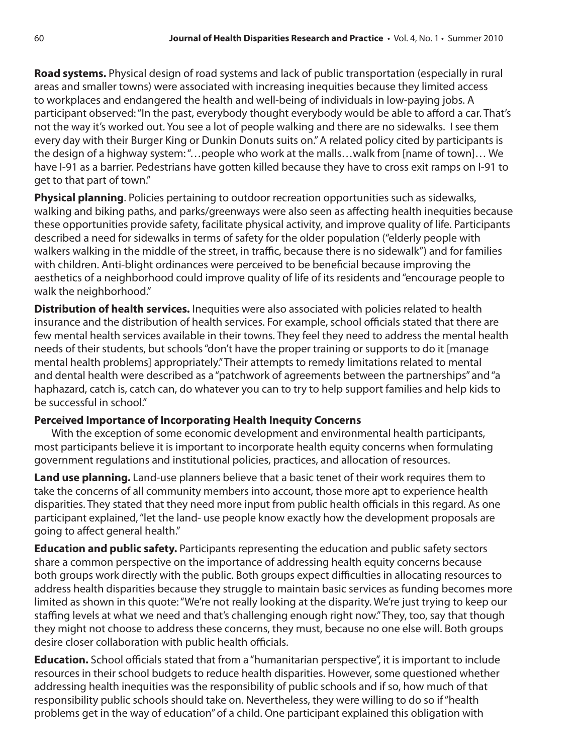**Road systems.** Physical design of road systems and lack of public transportation (especially in rural areas and smaller towns) were associated with increasing inequities because they limited access to workplaces and endangered the health and well-being of individuals in low-paying jobs. A participant observed: "In the past, everybody thought everybody would be able to afford a car. That's not the way it's worked out. You see a lot of people walking and there are no sidewalks. I see them every day with their Burger King or Dunkin Donuts suits on." A related policy cited by participants is the design of a highway system: "…people who work at the malls…walk from [name of town]… We have I-91 as a barrier. Pedestrians have gotten killed because they have to cross exit ramps on I-91 to get to that part of town."

**Physical planning**. Policies pertaining to outdoor recreation opportunities such as sidewalks, walking and biking paths, and parks/greenways were also seen as affecting health inequities because these opportunities provide safety, facilitate physical activity, and improve quality of life. Participants described a need for sidewalks in terms of safety for the older population ("elderly people with walkers walking in the middle of the street, in traffic, because there is no sidewalk") and for families with children. Anti-blight ordinances were perceived to be beneficial because improving the aesthetics of a neighborhood could improve quality of life of its residents and "encourage people to walk the neighborhood."

**Distribution of health services.** Inequities were also associated with policies related to health insurance and the distribution of health services. For example, school officials stated that there are few mental health services available in their towns. They feel they need to address the mental health needs of their students, but schools "don't have the proper training or supports to do it [manage mental health problems] appropriately." Their attempts to remedy limitations related to mental and dental health were described as a "patchwork of agreements between the partnerships" and "a haphazard, catch is, catch can, do whatever you can to try to help support families and help kids to be successful in school."

### Perceived Importance of Incorporating Health Inequity Concerns

With the exception of some economic development and environmental health participants, most participants believe it is important to incorporate health equity concerns when formulating government regulations and institutional policies, practices, and allocation of resources.

**Land use planning.** Land-use planners believe that a basic tenet of their work requires them to take the concerns of all community members into account, those more apt to experience health disparities. They stated that they need more input from public health officials in this regard. As one participant explained, "let the land- use people know exactly how the development proposals are going to affect general health."

**Education and public safety.** Participants representing the education and public safety sectors share a common perspective on the importance of addressing health equity concerns because both groups work directly with the public. Both groups expect difficulties in allocating resources to address health disparities because they struggle to maintain basic services as funding becomes more limited as shown in this quote: "We're not really looking at the disparity. We're just trying to keep our staffing levels at what we need and that's challenging enough right now." They, too, say that though they might not choose to address these concerns, they must, because no one else will. Both groups desire closer collaboration with public health officials.

**Education.** School officials stated that from a "humanitarian perspective", it is important to include resources in their school budgets to reduce health disparities. However, some questioned whether addressing health inequities was the responsibility of public schools and if so, how much of that responsibility public schools should take on. Nevertheless, they were willing to do so if "health problems get in the way of education" of a child. One participant explained this obligation with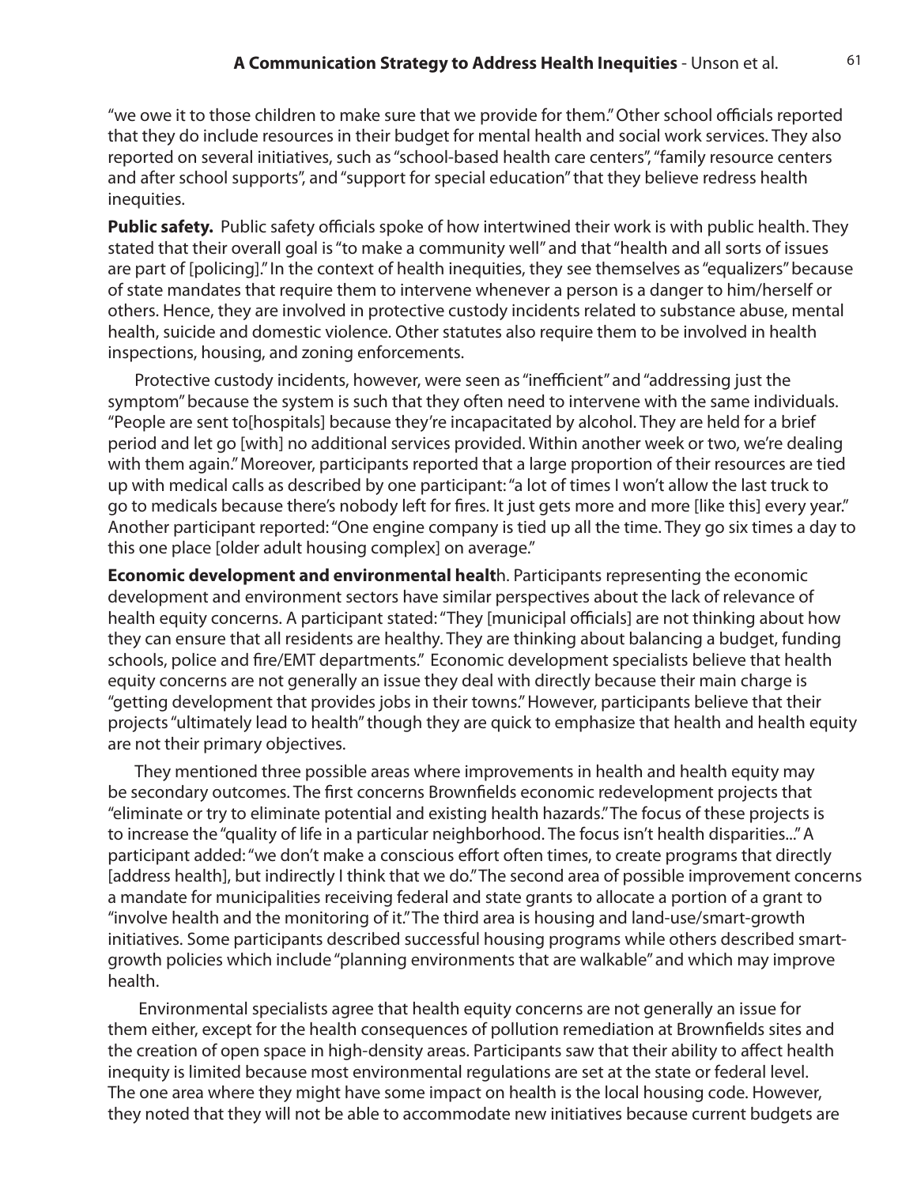"we owe it to those children to make sure that we provide for them." Other school officials reported that they do include resources in their budget for mental health and social work services. They also reported on several initiatives, such as "school-based health care centers", "family resource centers and after school supports", and "support for special education" that they believe redress health inequities.

**Public safety.** Public safety officials spoke of how intertwined their work is with public health. They stated that their overall goal is "to make a community well" and that "health and all sorts of issues are part of [policing]." In the context of health inequities, they see themselves as "equalizers" because of state mandates that require them to intervene whenever a person is a danger to him/herself or others. Hence, they are involved in protective custody incidents related to substance abuse, mental health, suicide and domestic violence. Other statutes also require them to be involved in health inspections, housing, and zoning enforcements.

Protective custody incidents, however, were seen as "inefficient" and "addressing just the symptom" because the system is such that they often need to intervene with the same individuals. "People are sent to[hospitals] because they're incapacitated by alcohol. They are held for a brief period and let go [with] no additional services provided. Within another week or two, we're dealing with them again." Moreover, participants reported that a large proportion of their resources are tied up with medical calls as described by one participant: "a lot of times I won't allow the last truck to go to medicals because there's nobody left for fires. It just gets more and more [like this] every year." Another participant reported: "One engine company is tied up all the time. They go six times a day to this one place [older adult housing complex] on average."

**Economic development and environmental healt**h. Participants representing the economic development and environment sectors have similar perspectives about the lack of relevance of health equity concerns. A participant stated: "They [municipal officials] are not thinking about how they can ensure that all residents are healthy. They are thinking about balancing a budget, funding schools, police and fire/EMT departments." Economic development specialists believe that health equity concerns are not generally an issue they deal with directly because their main charge is "getting development that provides jobs in their towns." However, participants believe that their projects "ultimately lead to health" though they are quick to emphasize that health and health equity are not their primary objectives.

They mentioned three possible areas where improvements in health and health equity may be secondary outcomes. The first concerns Brownfields economic redevelopment projects that "eliminate or try to eliminate potential and existing health hazards." The focus of these projects is to increase the "quality of life in a particular neighborhood. The focus isn't health disparities..." A participant added: "we don't make a conscious effort often times, to create programs that directly [address health], but indirectly I think that we do." The second area of possible improvement concerns a mandate for municipalities receiving federal and state grants to allocate a portion of a grant to "involve health and the monitoring of it." The third area is housing and land-use/smart-growth initiatives. Some participants described successful housing programs while others described smart-growth policies which include "planning environments that are walkable" and which may improve health.

Environmental specialists agree that health equity concerns are not generally an issue for them either, except for the health consequences of pollution remediation at Brownfields sites and the creation of open space in high-density areas. Participants saw that their ability to affect health inequity is limited because most environmental regulations are set at the state or federal level. The one area where they might have some impact on health is the local housing code. However, they noted that they will not be able to accommodate new initiatives because current budgets are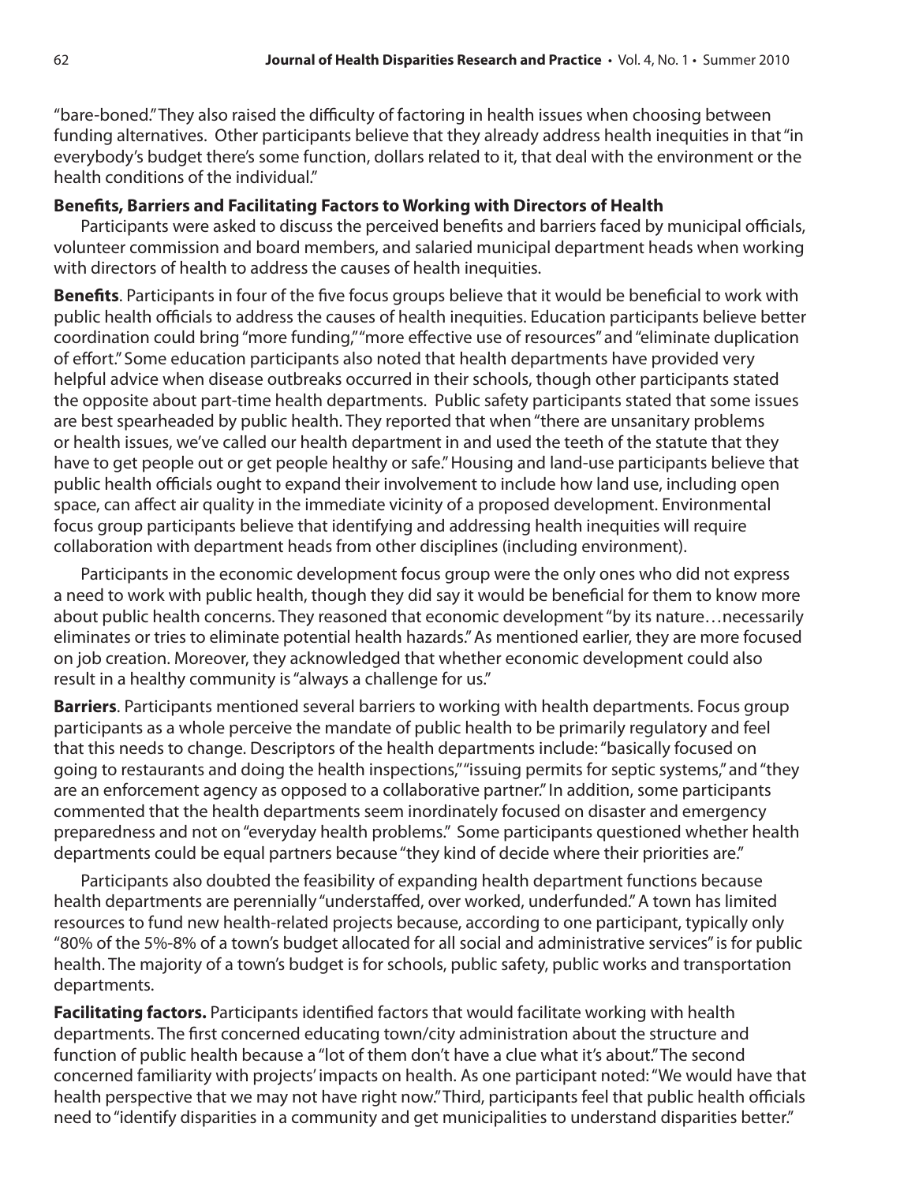"bare-boned." They also raised the difficulty of factoring in health issues when choosing between funding alternatives. Other participants believe that they already address health inequities in that "in everybody's budget there's some function, dollars related to it, that deal with the environment or the health conditions of the individual."

### Benefits, Barriers and Facilitating Factors to Working with Directors of Health

Participants were asked to discuss the perceived benefits and barriers faced by municipal officials, volunteer commission and board members, and salaried municipal department heads when working with directors of health to address the causes of health inequities.

**Benefits**. Participants in four of the five focus groups believe that it would be beneficial to work with public health officials to address the causes of health inequities. Education participants believe better coordination could bring "more funding," "more effective use of resources" and "eliminate duplication of effort." Some education participants also noted that health departments have provided very helpful advice when disease outbreaks occurred in their schools, though other participants stated the opposite about part-time health departments. Public safety participants stated that some issues are best spearheaded by public health. They reported that when "there are unsanitary problems or health issues, we've called our health department in and used the teeth of the statute that they have to get people out or get people healthy or safe." Housing and land-use participants believe that public health officials ought to expand their involvement to include how land use, including open space, can affect air quality in the immediate vicinity of a proposed development. Environmental focus group participants believe that identifying and addressing health inequities will require collaboration with department heads from other disciplines (including environment).

Participants in the economic development focus group were the only ones who did not express a need to work with public health, though they did say it would be beneficial for them to know more about public health concerns. They reasoned that economic development "by its nature…necessarily eliminates or tries to eliminate potential health hazards." As mentioned earlier, they are more focused on job creation. Moreover, they acknowledged that whether economic development could also result in a healthy community is "always a challenge for us."

**Barriers**. Participants mentioned several barriers to working with health departments. Focus group participants as a whole perceive the mandate of public health to be primarily regulatory and feel that this needs to change. Descriptors of the health departments include: "basically focused on going to restaurants and doing the health inspections," "issuing permits for septic systems," and "they are an enforcement agency as opposed to a collaborative partner." In addition, some participants commented that the health departments seem inordinately focused on disaster and emergency preparedness and not on "everyday health problems." Some participants questioned whether health departments could be equal partners because "they kind of decide where their priorities are."

Participants also doubted the feasibility of expanding health department functions because health departments are perennially "understaffed, over worked, underfunded." A town has limited resources to fund new health-related projects because, according to one participant, typically only "80% of the 5%-8% of a town's budget allocated for all social and administrative services" is for public health. The majority of a town's budget is for schools, public safety, public works and transportation departments.

**Facilitating factors.** Participants identified factors that would facilitate working with health departments. The first concerned educating town/city administration about the structure and function of public health because a "lot of them don't have a clue what it's about." The second concerned familiarity with projects' impacts on health. As one participant noted: "We would have that health perspective that we may not have right now." Third, participants feel that public health officials need to "identify disparities in a community and get municipalities to understand disparities better."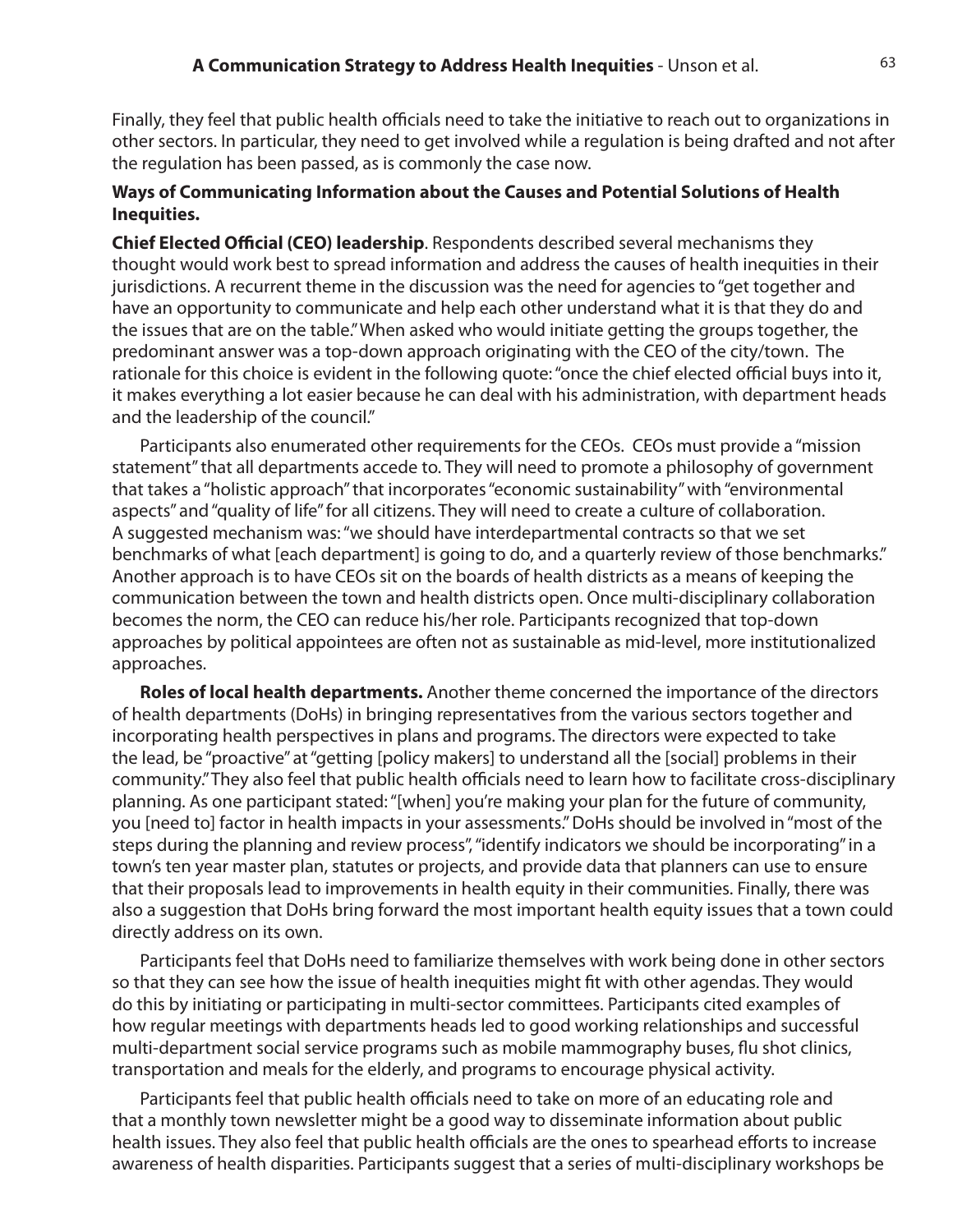Finally, they feel that public health officials need to take the initiative to reach out to organizations in other sectors. In particular, they need to get involved while a regulation is being drafted and not after the regulation has been passed, as is commonly the case now.

**Ways of Communicating Information about the Causes and Potential Solutions of Health Inequities.**

**Chief Elected Official (CEO) leadership**. Respondents described several mechanisms they thought would work best to spread information and address the causes of health inequities in their jurisdictions. A recurrent theme in the discussion was the need for agencies to "get together and have an opportunity to communicate and help each other understand what it is that they do and the issues that are on the table." When asked who would initiate getting the groups together, the predominant answer was a top-down approach originating with the CEO of the city/town. The rationale for this choice is evident in the following quote: "once the chief elected official buys into it, it makes everything a lot easier because he can deal with his administration, with department heads and the leadership of the council."

Participants also enumerated other requirements for the CEOs. CEOs must provide a "mission statement" that all departments accede to. They will need to promote a philosophy of government that takes a "holistic approach" that incorporates "economic sustainability" with "environmental aspects" and "quality of life" for all citizens. They will need to create a culture of collaboration. A suggested mechanism was: "we should have interdepartmental contracts so that we set benchmarks of what [each department] is going to do, and a quarterly review of those benchmarks." Another approach is to have CEOs sit on the boards of health districts as a means of keeping the communication between the town and health districts open. Once multi-disciplinary collaboration becomes the norm, the CEO can reduce his/her role. Participants recognized that top-down approaches by political appointees are often not as sustainable as mid-level, more institutionalized approaches.

**Roles of local health departments.** Another theme concerned the importance of the directors of health departments (DoHs) in bringing representatives from the various sectors together and incorporating health perspectives in plans and programs. The directors were expected to take the lead, be "proactive" at "getting [policy makers] to understand all the [social] problems in their community." They also feel that public health officials need to learn how to facilitate cross-disciplinary planning. As one participant stated: "[when] you're making your plan for the future of community, you [need to] factor in health impacts in your assessments." DoHs should be involved in "most of the steps during the planning and review process", "identify indicators we should be incorporating" in a town's ten year master plan, statutes or projects, and provide data that planners can use to ensure that their proposals lead to improvements in health equity in their communities. Finally, there was also a suggestion that DoHs bring forward the most important health equity issues that a town could directly address on its own.

Participants feel that DoHs need to familiarize themselves with work being done in other sectors so that they can see how the issue of health inequities might fit with other agendas. They would do this by initiating or participating in multi-sector committees. Participants cited examples of how regular meetings with departments heads led to good working relationships and successful multi-department social service programs such as mobile mammography buses, flu shot clinics, transportation and meals for the elderly, and programs to encourage physical activity.

Participants feel that public health officials need to take on more of an educating role and that a monthly town newsletter might be a good way to disseminate information about public health issues. They also feel that public health officials are the ones to spearhead efforts to increase awareness of health disparities. Participants suggest that a series of multi-disciplinary workshops be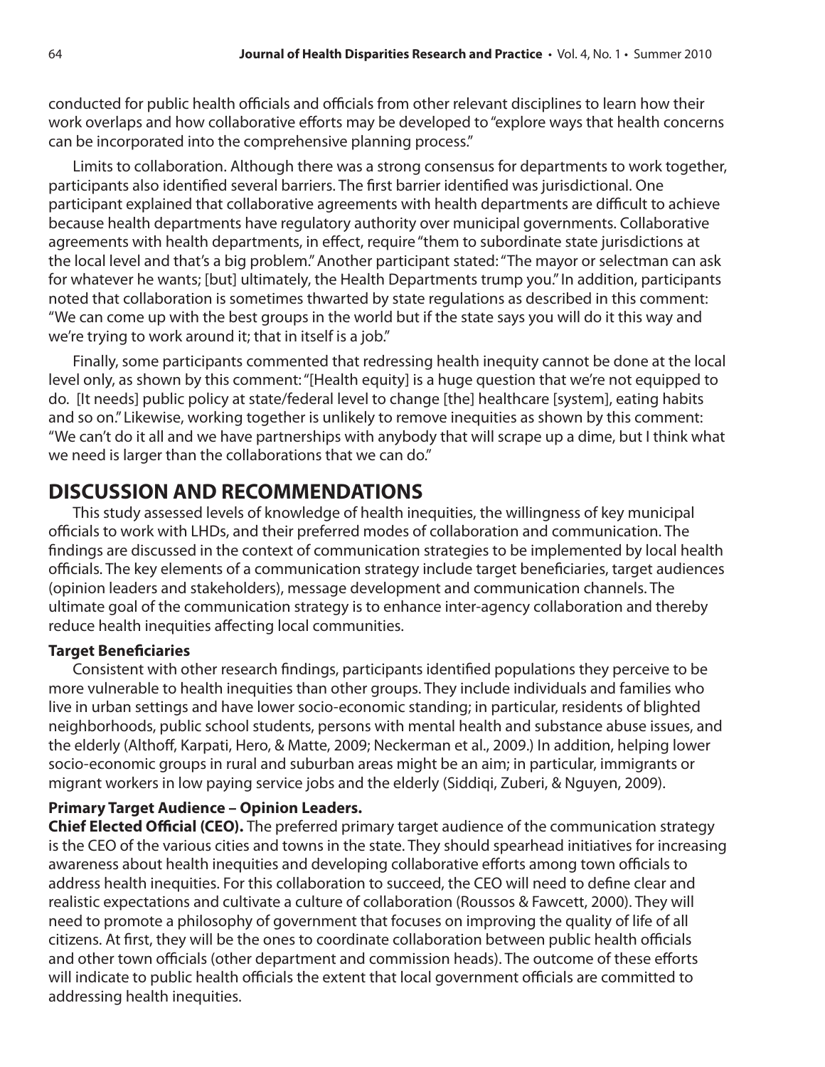conducted for public health officials and officials from other relevant disciplines to learn how their work overlaps and how collaborative efforts may be developed to "explore ways that health concerns can be incorporated into the comprehensive planning process."

Limits to collaboration. Although there was a strong consensus for departments to work together, participants also identified several barriers. The first barrier identified was jurisdictional. One participant explained that collaborative agreements with health departments are difficult to achieve because health departments have regulatory authority over municipal governments. Collaborative agreements with health departments, in effect, require "them to subordinate state jurisdictions at the local level and that's a big problem." Another participant stated: "The mayor or selectman can ask for whatever he wants; [but] ultimately, the Health Departments trump you." In addition, participants noted that collaboration is sometimes thwarted by state regulations as described in this comment: "We can come up with the best groups in the world but if the state says you will do it this way and we're trying to work around it; that in itself is a job."

Finally, some participants commented that redressing health inequity cannot be done at the local level only, as shown by this comment: "[Health equity] is a huge question that we're not equipped to do. [It needs] public policy at state/federal level to change [the] healthcare [system], eating habits and so on." Likewise, working together is unlikely to remove inequities as shown by this comment: "We can't do it all and we have partnerships with anybody that will scrape up a dime, but I think what we need is larger than the collaborations that we can do."

## DISCUSSION AND RECOMMENDATIONS

This study assessed levels of knowledge of health inequities, the willingness of key municipal officials to work with LHDs, and their preferred modes of collaboration and communication. The findings are discussed in the context of communication strategies to be implemented by local health officials. The key elements of a communication strategy include target beneficiaries, target audiences (opinion leaders and stakeholders), message development and communication channels. The ultimate goal of the communication strategy is to enhance inter-agency collaboration and thereby reduce health inequities affecting local communities.

### Target Beneficiaries

Consistent with other research findings, participants identified populations they perceive to be more vulnerable to health inequities than other groups. They include individuals and families who live in urban settings and have lower socio-economic standing; in particular, residents of blighted neighborhoods, public school students, persons with mental health and substance abuse issues, and the elderly (Althoff, Karpati, Hero, & Matte, 2009; Neckerman et al., 2009.) In addition, helping lower socio-economic groups in rural and suburban areas might be an aim; in particular, immigrants or migrant workers in low paying service jobs and the elderly (Siddiqi, Zuberi, & Nguyen, 2009).

### Primary Target Audience – Opinion Leaders.

**Chief Elected Official (CEO).** The preferred primary target audience of the communication strategy is the CEO of the various cities and towns in the state. They should spearhead initiatives for increasing awareness about health inequities and developing collaborative efforts among town officials to address health inequities. For this collaboration to succeed, the CEO will need to define clear and realistic expectations and cultivate a culture of collaboration (Roussos & Fawcett, 2000). They will need to promote a philosophy of government that focuses on improving the quality of life of all citizens. At first, they will be the ones to coordinate collaboration between public health officials and other town officials (other department and commission heads). The outcome of these efforts will indicate to public health officials the extent that local government officials are committed to addressing health inequities.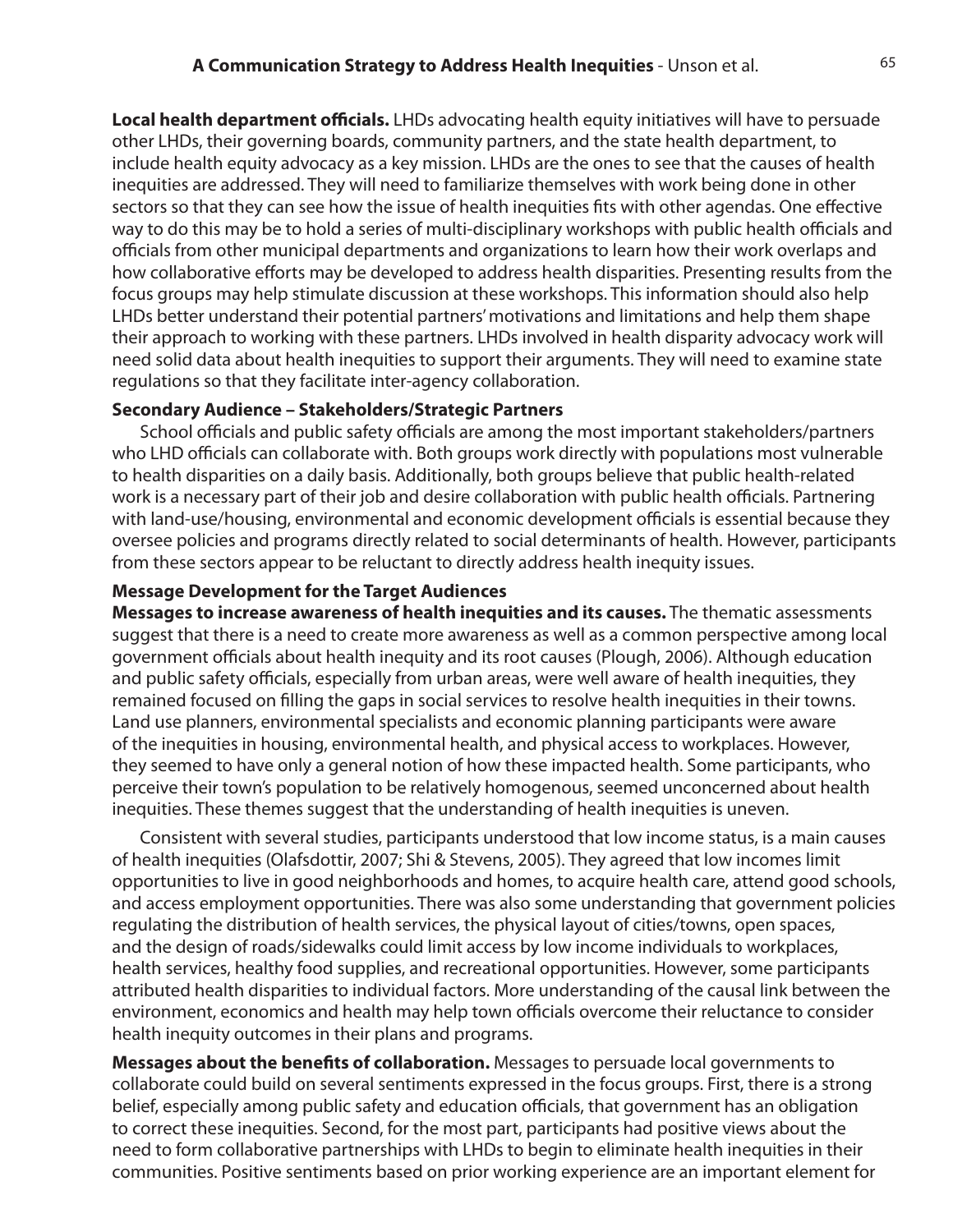**Local health department officials.** LHDs advocating health equity initiatives will have to persuade other LHDs, their governing boards, community partners, and the state health department, to include health equity advocacy as a key mission. LHDs are the ones to see that the causes of health inequities are addressed. They will need to familiarize themselves with work being done in other sectors so that they can see how the issue of health inequities fits with other agendas. One effective way to do this may be to hold a series of multi-disciplinary workshops with public health officials and officials from other municipal departments and organizations to learn how their work overlaps and how collaborative efforts may be developed to address health disparities. Presenting results from the focus groups may help stimulate discussion at these workshops. This information should also help LHDs better understand their potential partners' motivations and limitations and help them shape their approach to working with these partners. LHDs involved in health disparity advocacy work will need solid data about health inequities to support their arguments. They will need to examine state regulations so that they facilitate inter-agency collaboration.

### Secondary Audience – Stakeholders/Strategic Partners

School officials and public safety officials are among the most important stakeholders/partners who LHD officials can collaborate with. Both groups work directly with populations most vulnerable to health disparities on a daily basis. Additionally, both groups believe that public health-related work is a necessary part of their job and desire collaboration with public health officials. Partnering with land-use/housing, environmental and economic development officials is essential because they oversee policies and programs directly related to social determinants of health. However, participants from these sectors appear to be reluctant to directly address health inequity issues.

### Message Development for the Target Audiences

**Messages to increase awareness of health inequities and its causes.** The thematic assessments suggest that there is a need to create more awareness as well as a common perspective among local government officials about health inequity and its root causes (Plough, 2006). Although education and public safety officials, especially from urban areas, were well aware of health inequities, they remained focused on filling the gaps in social services to resolve health inequities in their towns. Land use planners, environmental specialists and economic planning participants were aware of the inequities in housing, environmental health, and physical access to workplaces. However, they seemed to have only a general notion of how these impacted health. Some participants, who perceive their town's population to be relatively homogenous, seemed unconcerned about health inequities. These themes suggest that the understanding of health inequities is uneven.

Consistent with several studies, participants understood that low income status, is a main causes of health inequities (Olafsdottir, 2007; Shi & Stevens, 2005). They agreed that low incomes limit opportunities to live in good neighborhoods and homes, to acquire health care, attend good schools, and access employment opportunities. There was also some understanding that government policies regulating the distribution of health services, the physical layout of cities/towns, open spaces, and the design of roads/sidewalks could limit access by low income individuals to workplaces, health services, healthy food supplies, and recreational opportunities. However, some participants attributed health disparities to individual factors. More understanding of the causal link between the environment, economics and health may help town officials overcome their reluctance to consider health inequity outcomes in their plans and programs.

**Messages about the benefits of collaboration.** Messages to persuade local governments to collaborate could build on several sentiments expressed in the focus groups. First, there is a strong belief, especially among public safety and education officials, that government has an obligation to correct these inequities. Second, for the most part, participants had positive views about the need to form collaborative partnerships with LHDs to begin to eliminate health inequities in their communities. Positive sentiments based on prior working experience are an important element for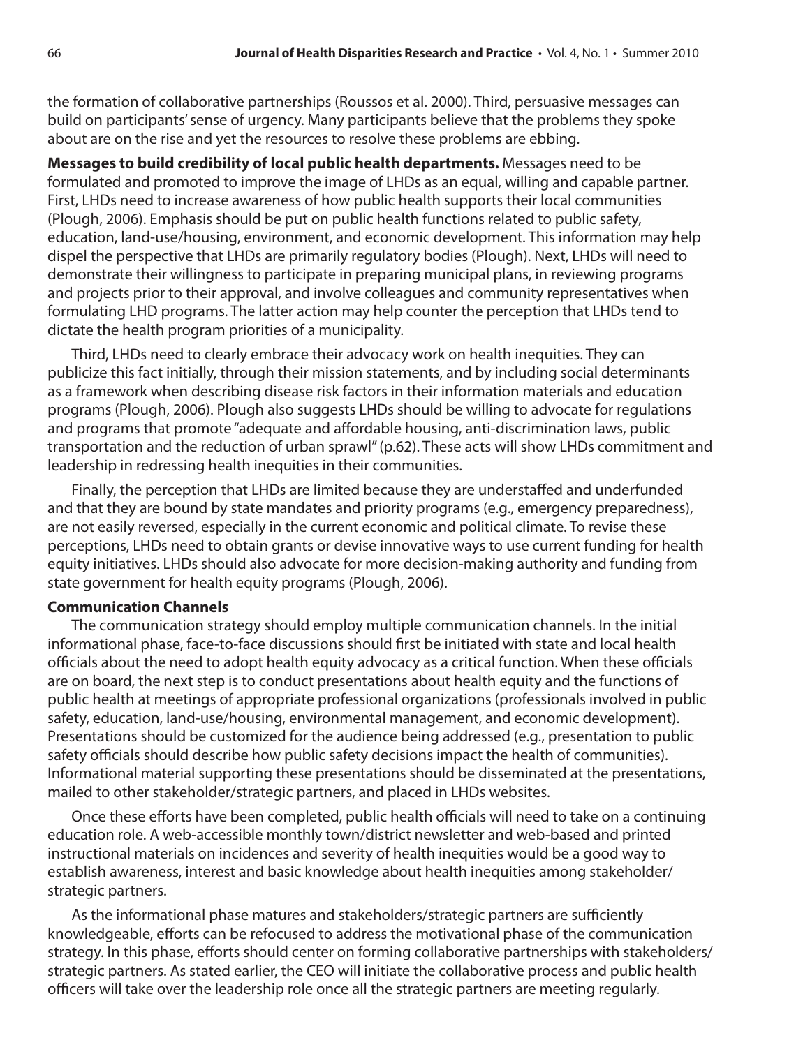the formation of collaborative partnerships (Roussos et al. 2000). Third, persuasive messages can build on participants' sense of urgency. Many participants believe that the problems they spoke about are on the rise and yet the resources to resolve these problems are ebbing.

**Messages to build credibility of local public health departments.** Messages need to be formulated and promoted to improve the image of LHDs as an equal, willing and capable partner. First, LHDs need to increase awareness of how public health supports their local communities (Plough, 2006). Emphasis should be put on public health functions related to public safety, education, land-use/housing, environment, and economic development. This information may help dispel the perspective that LHDs are primarily regulatory bodies (Plough). Next, LHDs will need to demonstrate their willingness to participate in preparing municipal plans, in reviewing programs and projects prior to their approval, and involve colleagues and community representatives when formulating LHD programs. The latter action may help counter the perception that LHDs tend to dictate the health program priorities of a municipality.

Third, LHDs need to clearly embrace their advocacy work on health inequities. They can publicize this fact initially, through their mission statements, and by including social determinants as a framework when describing disease risk factors in their information materials and education programs (Plough, 2006). Plough also suggests LHDs should be willing to advocate for regulations and programs that promote "adequate and affordable housing, anti-discrimination laws, public transportation and the reduction of urban sprawl" (p.62). These acts will show LHDs commitment and leadership in redressing health inequities in their communities.

Finally, the perception that LHDs are limited because they are understaffed and underfunded and that they are bound by state mandates and priority programs (e.g., emergency preparedness), are not easily reversed, especially in the current economic and political climate. To revise these perceptions, LHDs need to obtain grants or devise innovative ways to use current funding for health equity initiatives. LHDs should also advocate for more decision-making authority and funding from state government for health equity programs (Plough, 2006).

**Communication Channels**

The communication strategy should employ multiple communication channels. In the initial informational phase, face-to-face discussions should first be initiated with state and local health officials about the need to adopt health equity advocacy as a critical function. When these officials are on board, the next step is to conduct presentations about health equity and the functions of public health at meetings of appropriate professional organizations (professionals involved in public safety, education, land-use/housing, environmental management, and economic development). Presentations should be customized for the audience being addressed (e.g., presentation to public safety officials should describe how public safety decisions impact the health of communities). Informational material supporting these presentations should be disseminated at the presentations, mailed to other stakeholder/strategic partners, and placed in LHDs websites.

Once these efforts have been completed, public health officials will need to take on a continuing education role. A web-accessible monthly town/district newsletter and web-based and printed instructional materials on incidences and severity of health inequities would be a good way to establish awareness, interest and basic knowledge about health inequities among stakeholder/ strategic partners.

As the informational phase matures and stakeholders/strategic partners are sufficiently knowledgeable, efforts can be refocused to address the motivational phase of the communication strategy. In this phase, efforts should center on forming collaborative partnerships with stakeholders/ strategic partners. As stated earlier, the CEO will initiate the collaborative process and public health officers will take over the leadership role once all the strategic partners are meeting regularly.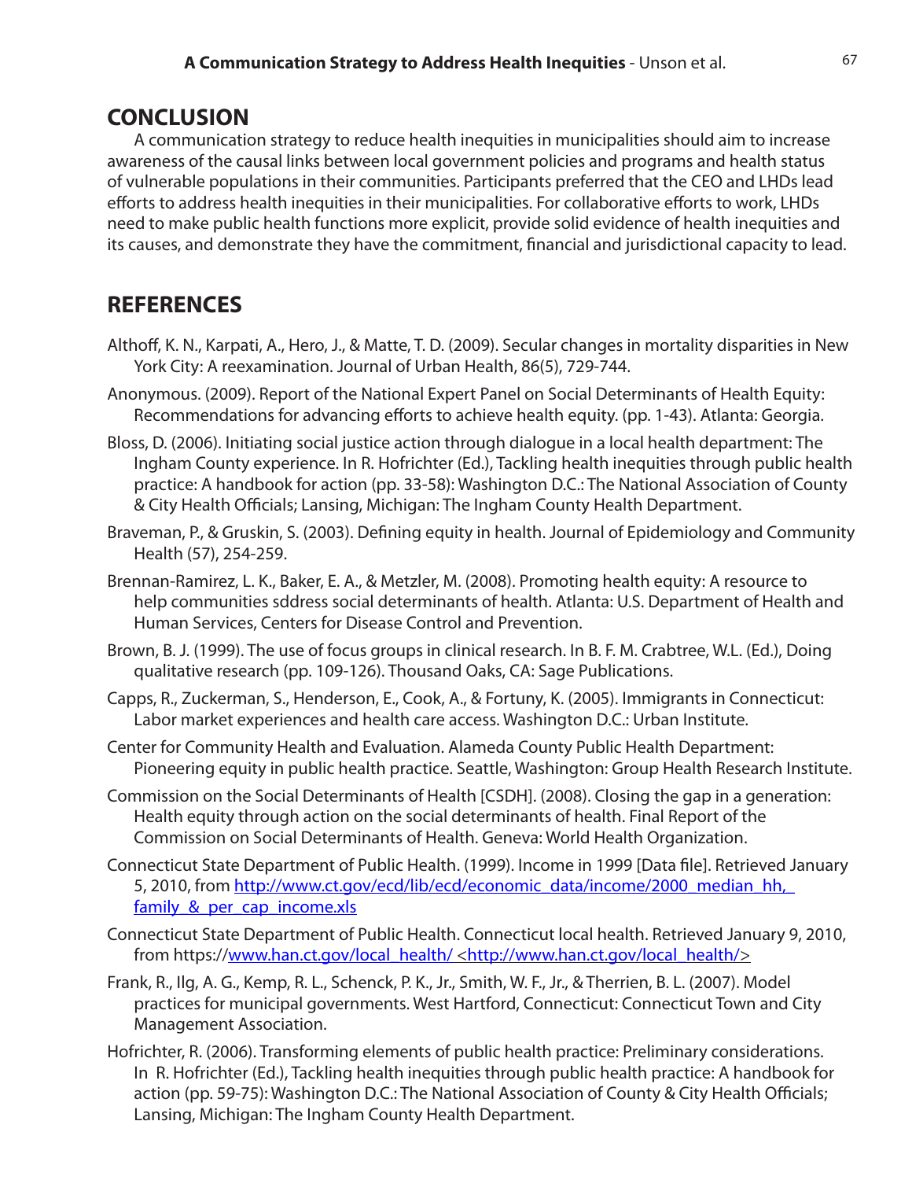## CONCLUSION

A communication strategy to reduce health inequities in municipalities should aim to increase awareness of the causal links between local government policies and programs and health status of vulnerable populations in their communities. Participants preferred that the CEO and LHDs lead efforts to address health inequities in their municipalities. For collaborative efforts to work, LHDs need to make public health functions more explicit, provide solid evidence of health inequities and its causes, and demonstrate they have the commitment, financial and jurisdictional capacity to lead.

## REFERENCES

Althoff, K. N., Karpati, A., Hero, J., & Matte, T. D. (2009). Secular changes in mortality disparities in New York City: A reexamination. Journal of Urban Health, 86(5), 729-744.

Anonymous. (2009). Report of the National Expert Panel on Social Determinants of Health Equity: Recommendations for advancing efforts to achieve health equity. (pp. 1-43). Atlanta: Georgia.

Bloss, D. (2006). Initiating social justice action through dialogue in a local health department: The Ingham County experience. In R. Hofrichter (Ed.), Tackling health inequities through public health practice: A handbook for action (pp. 33-58): Washington D.C.: The National Association of County & City Health Officials; Lansing, Michigan: The Ingham County Health Department.

Braveman, P., & Gruskin, S. (2003). Defining equity in health. Journal of Epidemiology and Community Health (57), 254-259.

Brennan-Ramirez, L. K., Baker, E. A., & Metzler, M. (2008). Promoting health equity: A resource to help communities sddress social determinants of health. Atlanta: U.S. Department of Health and Human Services, Centers for Disease Control and Prevention.

Brown, B. J. (1999). The use of focus groups in clinical research. In B. F. M. Crabtree, W.L. (Ed.), Doing qualitative research (pp. 109-126). Thousand Oaks, CA: Sage Publications.

Capps, R., Zuckerman, S., Henderson, E., Cook, A., & Fortuny, K. (2005). Immigrants in Connecticut: Labor market experiences and health care access. Washington D.C.: Urban Institute.

Center for Community Health and Evaluation. Alameda County Public Health Department: Pioneering equity in public health practice. Seattle, Washington: Group Health Research Institute.

Commission on the Social Determinants of Health [CSDH]. (2008). Closing the gap in a generation: Health equity through action on the social determinants of health. Final Report of the Commission on Social Determinants of Health. Geneva: World Health Organization.

Connecticut State Department of Public Health. (1999). Income in 1999 [Data file]. Retrieved January 5, 2010, from http://www.ct.gov/ecd/lib/ecd/economic_data/income/2000_median_hh,_family_&_per_cap_income.xls

Connecticut State Department of Public Health. Connecticut local health. Retrieved January 9, 2010, from https://www.han.ct.gov/local_health/ <http://www.han.ct.gov/local_health/>

Frank, R., Ilg, A. G., Kemp, R. L., Schenck, P. K., Jr., Smith, W. F., Jr., & Therrien, B. L. (2007). Model practices for municipal governments. West Hartford, Connecticut: Connecticut Town and City Management Association.

Hofrichter, R. (2006). Transforming elements of public health practice: Preliminary considerations. In R. Hofrichter (Ed.), Tackling health inequities through public health practice: A handbook for action (pp. 59-75): Washington D.C.: The National Association of County & City Health Officials; Lansing, Michigan: The Ingham County Health Department.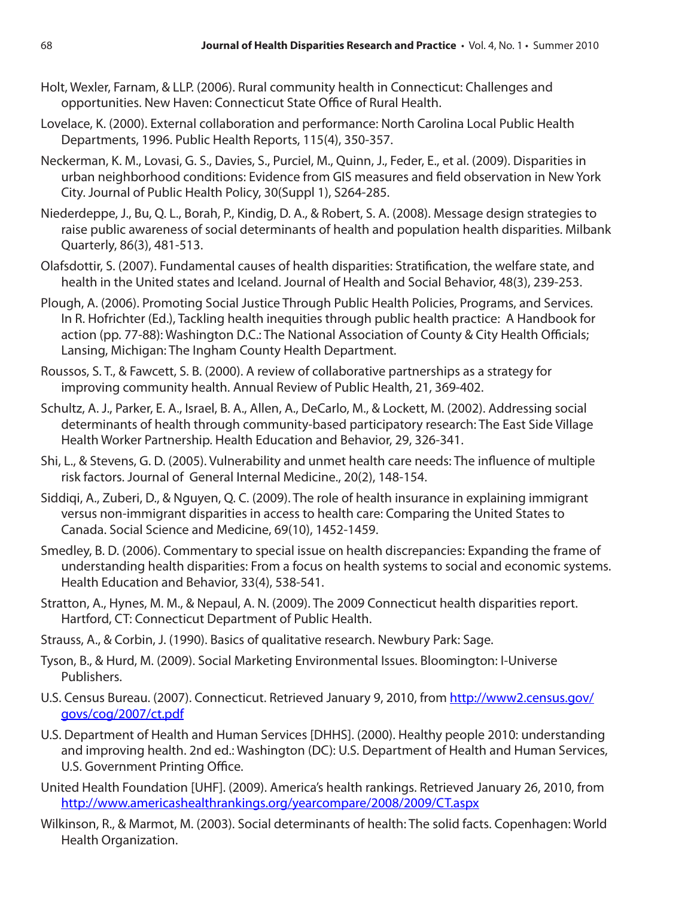Holt, Wexler, Farnam, & LLP. (2006). Rural community health in Connecticut: Challenges and opportunities. New Haven: Connecticut State Office of Rural Health.

Lovelace, K. (2000). External collaboration and performance: North Carolina Local Public Health Departments, 1996. Public Health Reports, 115(4), 350-357.

Neckerman, K. M., Lovasi, G. S., Davies, S., Purciel, M., Quinn, J., Feder, E., et al. (2009). Disparities in urban neighborhood conditions: Evidence from GIS measures and field observation in New York City. Journal of Public Health Policy, 30(Suppl 1), S264-285.

Niederdeppe, J., Bu, Q. L., Borah, P., Kindig, D. A., & Robert, S. A. (2008). Message design strategies to raise public awareness of social determinants of health and population health disparities. Milbank Quarterly, 86(3), 481-513.

Olafsdottir, S. (2007). Fundamental causes of health disparities: Stratification, the welfare state, and health in the United states and Iceland. Journal of Health and Social Behavior, 48(3), 239-253.

Plough, A. (2006). Promoting Social Justice Through Public Health Policies, Programs, and Services. In R. Hofrichter (Ed.), Tackling health inequities through public health practice: A Handbook for action (pp. 77-88): Washington D.C.: The National Association of County & City Health Officials; Lansing, Michigan: The Ingham County Health Department.

Roussos, S. T., & Fawcett, S. B. (2000). A review of collaborative partnerships as a strategy for improving community health. Annual Review of Public Health, 21, 369-402.

Schultz, A. J., Parker, E. A., Israel, B. A., Allen, A., DeCarlo, M., & Lockett, M. (2002). Addressing social determinants of health through community-based participatory research: The East Side Village Health Worker Partnership. Health Education and Behavior, 29, 326-341.

Shi, L., & Stevens, G. D. (2005). Vulnerability and unmet health care needs: The influence of multiple risk factors. Journal of General Internal Medicine., 20(2), 148-154.

Siddiqi, A., Zuberi, D., & Nguyen, Q. C. (2009). The role of health insurance in explaining immigrant versus non-immigrant disparities in access to health care: Comparing the United States to Canada. Social Science and Medicine, 69(10), 1452-1459.

Smedley, B. D. (2006). Commentary to special issue on health discrepancies: Expanding the frame of understanding health disparities: From a focus on health systems to social and economic systems. Health Education and Behavior, 33(4), 538-541.

Stratton, A., Hynes, M. M., & Nepaul, A. N. (2009). The 2009 Connecticut health disparities report. Hartford, CT: Connecticut Department of Public Health.

Strauss, A., & Corbin, J. (1990). Basics of qualitative research. Newbury Park: Sage.

Tyson, B., & Hurd, M. (2009). Social Marketing Environmental Issues. Bloomington: I-Universe Publishers.

U.S. Census Bureau. (2007). Connecticut. Retrieved January 9, 2010, from http://www2.census.gov/govs/cog/2007/ct.pdf

U.S. Department of Health and Human Services [DHHS]. (2000). Healthy people 2010: understanding and improving health. 2nd ed.: Washington (DC): U.S. Department of Health and Human Services, U.S. Government Printing Office.

United Health Foundation [UHF]. (2009). America's health rankings. Retrieved January 26, 2010, from http://www.americashealthrankings.org/yearcompare/2008/2009/CT.aspx

Wilkinson, R., & Marmot, M. (2003). Social determinants of health: The solid facts. Copenhagen: World Health Organization.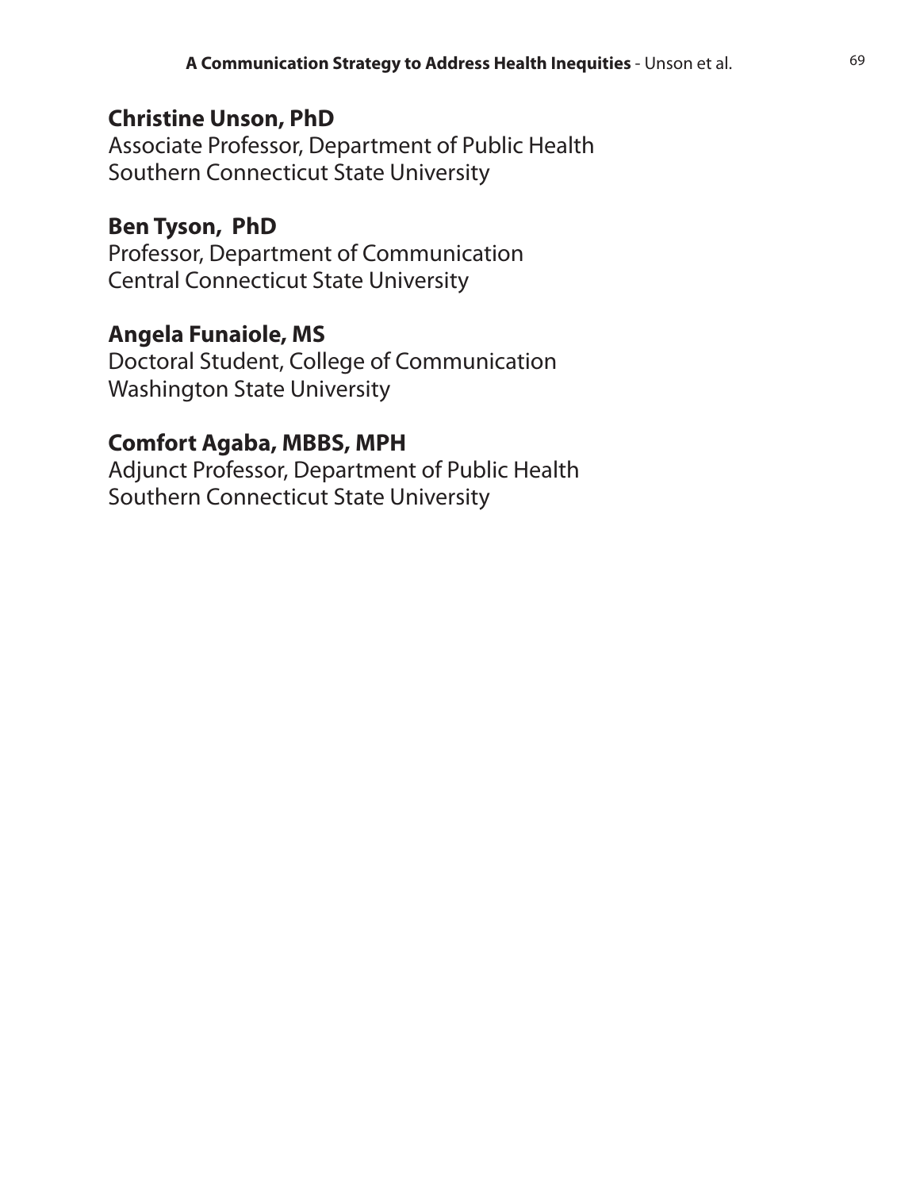**Christine Unson, PhD**
Associate Professor, Department of Public Health
Southern Connecticut State University

**Ben Tyson, PhD**
Professor, Department of Communication
Central Connecticut State University

**Angela Funaiole, MS**
Doctoral Student, College of Communication
Washington State University

**Comfort Agaba, MBBS, MPH**
Adjunct Professor, Department of Public Health
Southern Connecticut State University